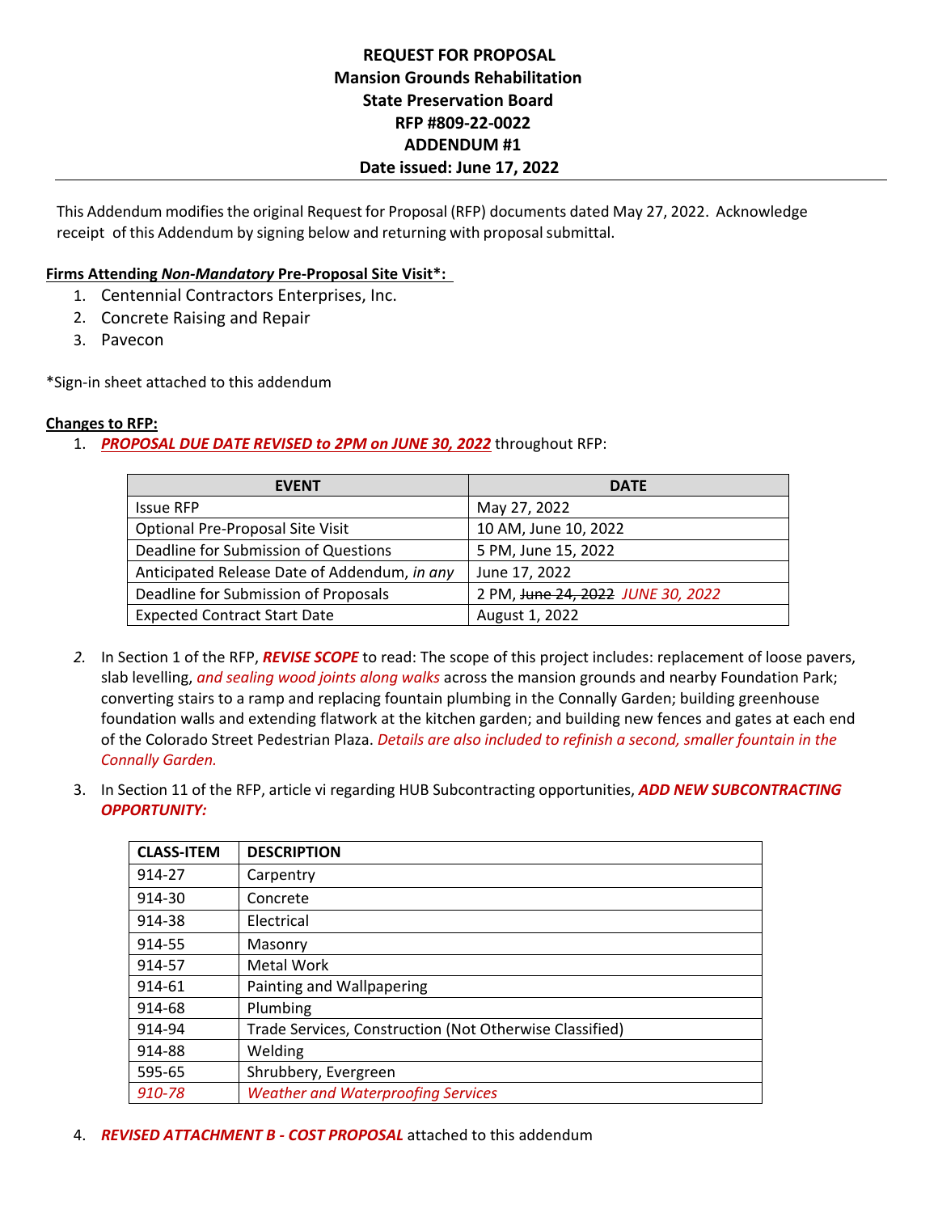# REQUEST FOR PROPOSAL
# Mansion Grounds Rehabilitation
# State Preservation Board
# RFP #809-22-0022
# ADDENDUM #1
# Date issued: June 17, 2022

This Addendum modifies the original Request for Proposal (RFP) documents dated May 27, 2022. Acknowledge receipt of this Addendum by signing below and returning with proposal submittal.

**Firms Attending *Non-Mandatory* Pre-Proposal Site Visit\*:**

1. Centennial Contractors Enterprises, Inc.
2. Concrete Raising and Repair
3. Pavecon

\*Sign-in sheet attached to this addendum

**Changes to RFP:**

1. ***PROPOSAL DUE DATE REVISED to 2PM on JUNE 30, 2022*** throughout RFP:

| EVENT | DATE |
|---|---|
| Issue RFP | May 27, 2022 |
| Optional Pre-Proposal Site Visit | 10 AM, June 10, 2022 |
| Deadline for Submission of Questions | 5 PM, June 15, 2022 |
| Anticipated Release Date of Addendum, *in any* | June 17, 2022 |
| Deadline for Submission of Proposals | 2 PM, ~~June 24, 2022~~ *JUNE 30, 2022* |
| Expected Contract Start Date | August 1, 2022 |

2. In Section 1 of the RFP, ***REVISE SCOPE*** to read: The scope of this project includes: replacement of loose pavers, slab levelling, *and sealing wood joints along walks* across the mansion grounds and nearby Foundation Park; converting stairs to a ramp and replacing fountain plumbing in the Connally Garden; building greenhouse foundation walls and extending flatwork at the kitchen garden; and building new fences and gates at each end of the Colorado Street Pedestrian Plaza. *Details are also included to refinish a second, smaller fountain in the Connally Garden.*

3. In Section 11 of the RFP, article vi regarding HUB Subcontracting opportunities, ***ADD NEW SUBCONTRACTING OPPORTUNITY:***

| CLASS-ITEM | DESCRIPTION |
|---|---|
| 914-27 | Carpentry |
| 914-30 | Concrete |
| 914-38 | Electrical |
| 914-55 | Masonry |
| 914-57 | Metal Work |
| 914-61 | Painting and Wallpapering |
| 914-68 | Plumbing |
| 914-94 | Trade Services, Construction (Not Otherwise Classified) |
| 914-88 | Welding |
| 595-65 | Shrubbery, Evergreen |
| *910-78* | *Weather and Waterproofing Services* |

4. ***REVISED ATTACHMENT B - COST PROPOSAL*** attached to this addendum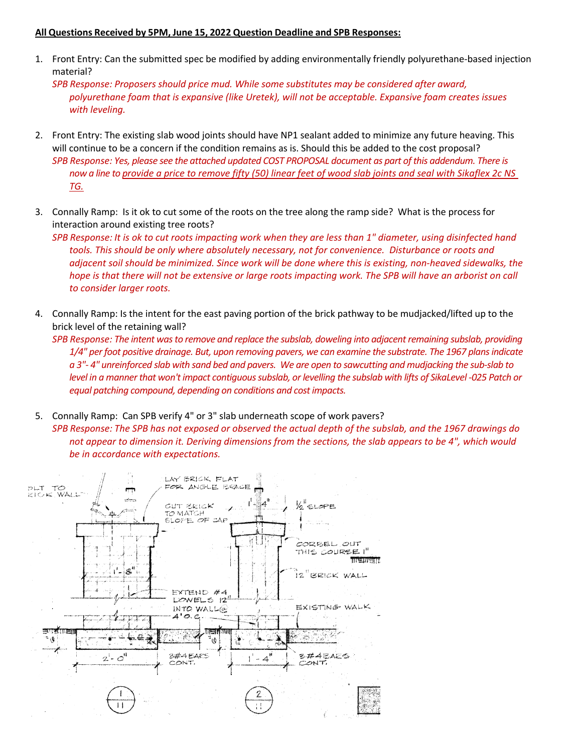**All Questions Received by 5PM, June 15, 2022 Question Deadline and SPB Responses:**

1. Front Entry: Can the submitted spec be modified by adding environmentally friendly polyurethane-based injection material?

   *SPB Response: Proposers should price mud. While some substitutes may be considered after award, polyurethane foam that is expansive (like Uretek), will not be acceptable. Expansive foam creates issues with leveling.*

2. Front Entry: The existing slab wood joints should have NP1 sealant added to minimize any future heaving. This will continue to be a concern if the condition remains as is. Should this be added to the cost proposal?

   *SPB Response: Yes, please see the attached updated COST PROPOSAL document as part of this addendum. There is now a line to provide a price to remove fifty (50) linear feet of wood slab joints and seal with Sikaflex 2c NS TG.*

3. Connally Ramp: Is it ok to cut some of the roots on the tree along the ramp side? What is the process for interaction around existing tree roots?

   *SPB Response: It is ok to cut roots impacting work when they are less than 1" diameter, using disinfected hand tools. This should be only where absolutely necessary, not for convenience. Disturbance or roots and adjacent soil should be minimized. Since work will be done where this is existing, non-heaved sidewalks, the hope is that there will not be extensive or large roots impacting work. The SPB will have an arborist on call to consider larger roots.*

4. Connally Ramp: Is the intent for the east paving portion of the brick pathway to be mudjacked/lifted up to the brick level of the retaining wall?

   *SPB Response: The intent was to remove and replace the subslab, doweling into adjacent remaining subslab, providing 1/4" per foot positive drainage. But, upon removing pavers, we can examine the substrate. The 1967 plans indicate a 3"- 4" unreinforced slab with sand bed and pavers. We are open to sawcutting and mudjacking the sub-slab to level in a manner that won't impact contiguous subslab, or levelling the subslab with lifts of SikaLevel -025 Patch or equal patching compound, depending on conditions and cost impacts.*

5. Connally Ramp: Can SPB verify 4" or 3" slab underneath scope of work pavers?

   *SPB Response: The SPB has not exposed or observed the actual depth of the subslab, and the 1967 drawings do not appear to dimension it. Deriving dimensions from the sections, the slab appears to be 4", which would be in accordance with expectations.*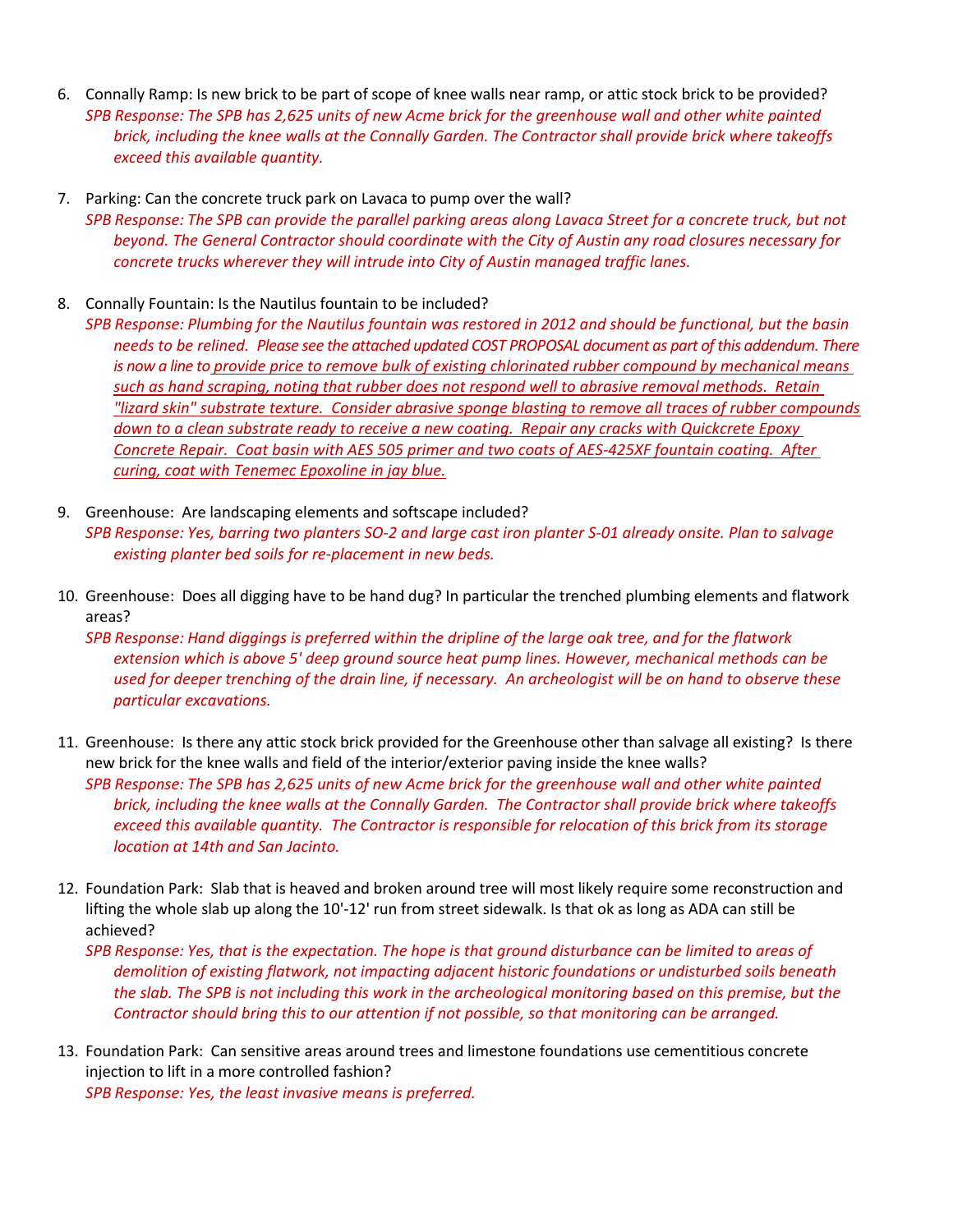6. Connally Ramp: Is new brick to be part of scope of knee walls near ramp, or attic stock brick to be provided?
   *SPB Response: The SPB has 2,625 units of new Acme brick for the greenhouse wall and other white painted brick, including the knee walls at the Connally Garden. The Contractor shall provide brick where takeoffs exceed this available quantity.*

7. Parking: Can the concrete truck park on Lavaca to pump over the wall?
   *SPB Response: The SPB can provide the parallel parking areas along Lavaca Street for a concrete truck, but not beyond. The General Contractor should coordinate with the City of Austin any road closures necessary for concrete trucks wherever they will intrude into City of Austin managed traffic lanes.*

8. Connally Fountain: Is the Nautilus fountain to be included?
   *SPB Response: Plumbing for the Nautilus fountain was restored in 2012 and should be functional, but the basin needs to be relined. Please see the attached updated COST PROPOSAL document as part of this addendum. There is now a line to <u>provide price to remove bulk of existing chlorinated rubber compound by mechanical means such as hand scraping, noting that rubber does not respond well to abrasive removal methods. Retain "lizard skin" substrate texture. Consider abrasive sponge blasting to remove all traces of rubber compounds down to a clean substrate ready to receive a new coating. Repair any cracks with Quickcrete Epoxy Concrete Repair. Coat basin with AES 505 primer and two coats of AES-425XF fountain coating. After curing, coat with Tenemec Epoxoline in jay blue.</u>*

9. Greenhouse: Are landscaping elements and softscape included?
   *SPB Response: Yes, barring two planters SO-2 and large cast iron planter S-01 already onsite. Plan to salvage existing planter bed soils for re-placement in new beds.*

10. Greenhouse: Does all digging have to be hand dug? In particular the trenched plumbing elements and flatwork areas?
    *SPB Response: Hand diggings is preferred within the dripline of the large oak tree, and for the flatwork extension which is above 5' deep ground source heat pump lines. However, mechanical methods can be used for deeper trenching of the drain line, if necessary. An archeologist will be on hand to observe these particular excavations.*

11. Greenhouse: Is there any attic stock brick provided for the Greenhouse other than salvage all existing? Is there new brick for the knee walls and field of the interior/exterior paving inside the knee walls?
    *SPB Response: The SPB has 2,625 units of new Acme brick for the greenhouse wall and other white painted brick, including the knee walls at the Connally Garden. The Contractor shall provide brick where takeoffs exceed this available quantity. The Contractor is responsible for relocation of this brick from its storage location at 14th and San Jacinto.*

12. Foundation Park: Slab that is heaved and broken around tree will most likely require some reconstruction and lifting the whole slab up along the 10'-12' run from street sidewalk. Is that ok as long as ADA can still be achieved?
    *SPB Response: Yes, that is the expectation. The hope is that ground disturbance can be limited to areas of demolition of existing flatwork, not impacting adjacent historic foundations or undisturbed soils beneath the slab. The SPB is not including this work in the archeological monitoring based on this premise, but the Contractor should bring this to our attention if not possible, so that monitoring can be arranged.*

13. Foundation Park: Can sensitive areas around trees and limestone foundations use cementitious concrete injection to lift in a more controlled fashion?
    *SPB Response: Yes, the least invasive means is preferred.*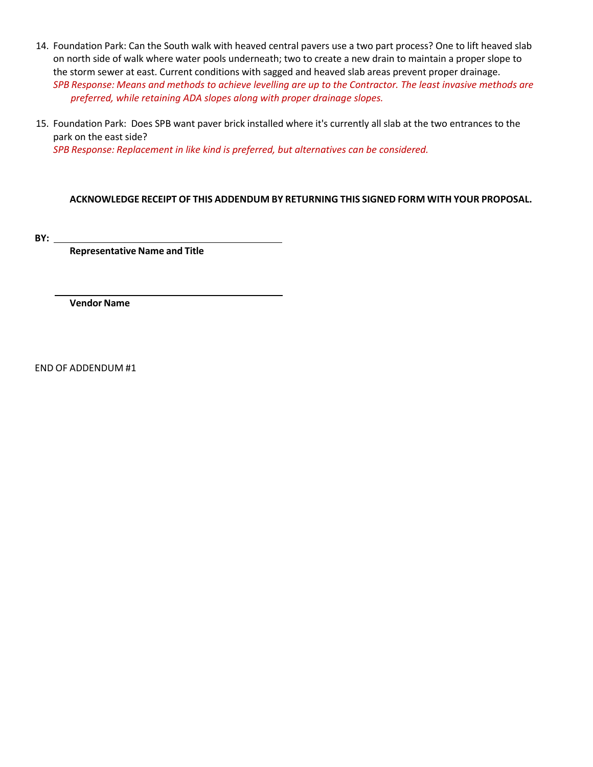14. Foundation Park: Can the South walk with heaved central pavers use a two part process? One to lift heaved slab on north side of walk where water pools underneath; two to create a new drain to maintain a proper slope to the storm sewer at east. Current conditions with sagged and heaved slab areas prevent proper drainage.
    *SPB Response: Means and methods to achieve levelling are up to the Contractor. The least invasive methods are preferred, while retaining ADA slopes along with proper drainage slopes.*

15. Foundation Park: Does SPB want paver brick installed where it's currently all slab at the two entrances to the park on the east side?
    *SPB Response: Replacement in like kind is preferred, but alternatives can be considered.*

**ACKNOWLEDGE RECEIPT OF THIS ADDENDUM BY RETURNING THIS SIGNED FORM WITH YOUR PROPOSAL.**

**BY:** ______________________________________
**Representative Name and Title**

______________________________________
**Vendor Name**

END OF ADDENDUM #1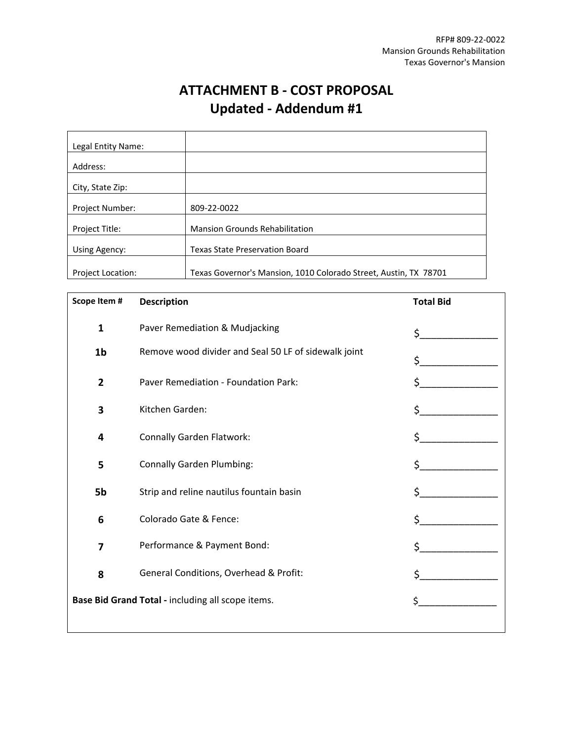RFP# 809-22-0022
Mansion Grounds Rehabilitation
Texas Governor's Mansion

# ATTACHMENT B - COST PROPOSAL
## Updated - Addendum #1

| | |
|---|---|
| Legal Entity Name: | |
| Address: | |
| City, State Zip: | |
| Project Number: | 809-22-0022 |
| Project Title: | Mansion Grounds Rehabilitation |
| Using Agency: | Texas State Preservation Board |
| Project Location: | Texas Governor's Mansion, 1010 Colorado Street, Austin, TX 78701 |

| Scope Item # | Description | Total Bid |
|---|---|---|
| **1** | Paver Remediation & Mudjacking | $_______________ |
| **1b** | Remove wood divider and Seal 50 LF of sidewalk joint | $_______________ |
| **2** | Paver Remediation - Foundation Park: | $_______________ |
| **3** | Kitchen Garden: | $_______________ |
| **4** | Connally Garden Flatwork: | $_______________ |
| **5** | Connally Garden Plumbing: | $_______________ |
| **5b** | Strip and reline nautilus fountain basin | $_______________ |
| **6** | Colorado Gate & Fence: | $_______________ |
| **7** | Performance & Payment Bond: | $_______________ |
| **8** | General Conditions, Overhead & Profit: | $_______________ |
| **Base Bid Grand Total -** including all scope items. | | $_______________ |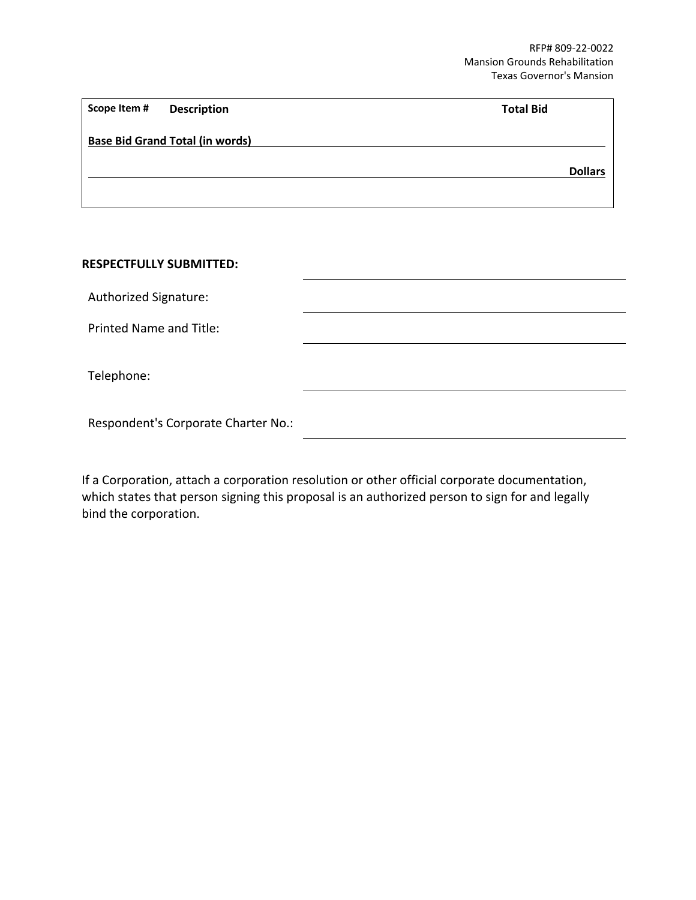| Scope Item # | Description | Total Bid |
| --- | --- | --- |
| **Base Bid Grand Total (in words)** | | |
| | | **Dollars** |

**RESPECTFULLY SUBMITTED:**

Authorized Signature: ____________________

Printed Name and Title: ____________________

Telephone: ____________________

Respondent's Corporate Charter No.: ____________________

If a Corporation, attach a corporation resolution or other official corporate documentation, which states that person signing this proposal is an authorized person to sign for and legally bind the corporation.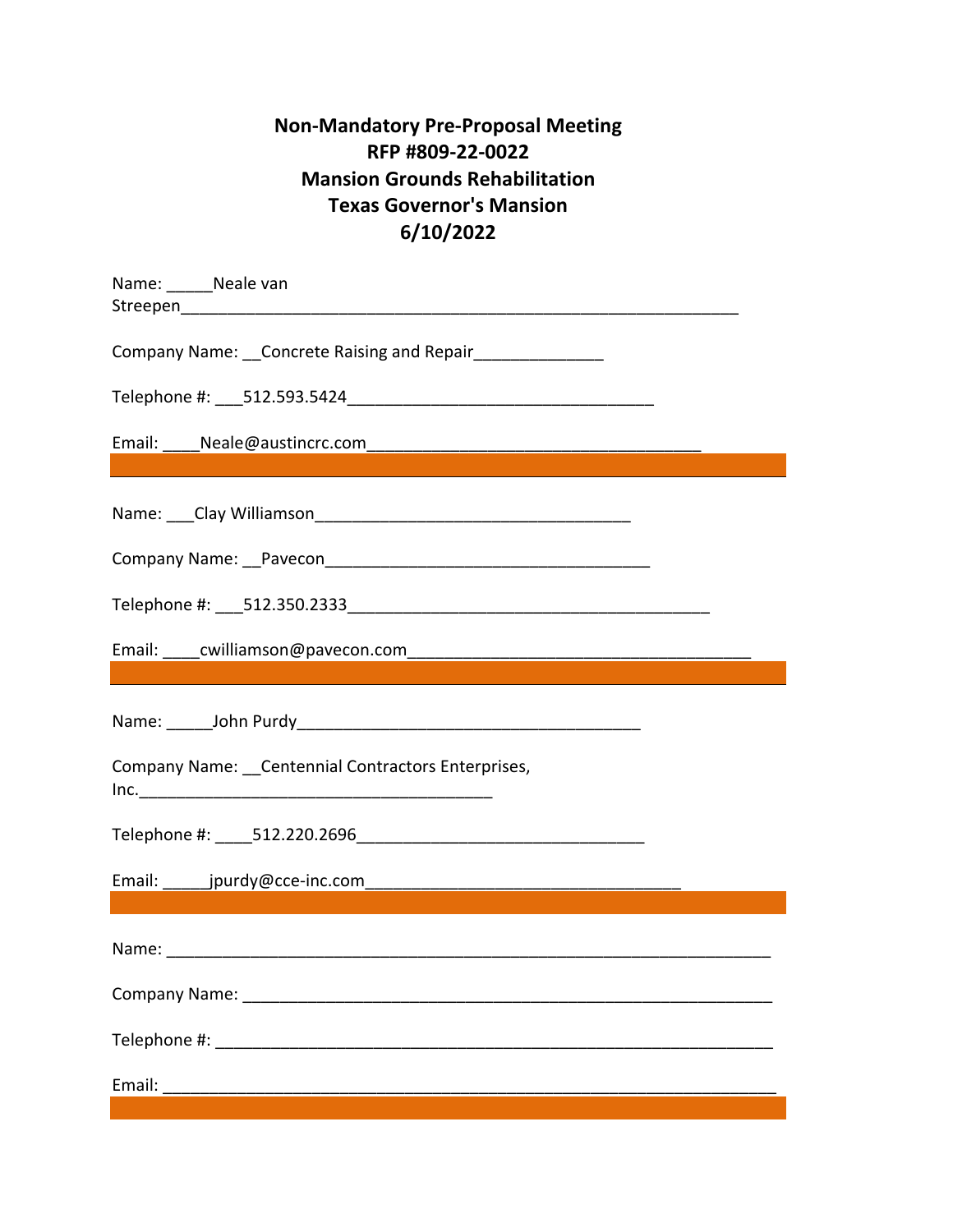**Non-Mandatory Pre-Proposal Meeting**
**RFP #809-22-0022**
**Mansion Grounds Rehabilitation**
**Texas Governor's Mansion**
**6/10/2022**

Name: _____Neale van Streepen_______________________________________________________________

Company Name: __Concrete Raising and Repair______________

Telephone #: ___512.593.5424__________________________________

Email: ____Neale@austincrc.com_____________________________________

---

Name: ___Clay Williamson___________________________________

Company Name: __Pavecon____________________________________

Telephone #: ___512.350.2333_________________________________________

Email: ____cwilliamson@pavecon.com______________________________________

---

Name: _____John Purdy______________________________________

Company Name: __Centennial Contractors Enterprises, Inc.________________________________________

Telephone #: ____512.220.2696_______________________________

Email: _____jpurdy@cce-inc.com___________________________________

---

Name: ____________________________________________________________________

Company Name: ____________________________________________________________

Telephone #: ______________________________________________________________

Email: ___________________________________________________________________

---